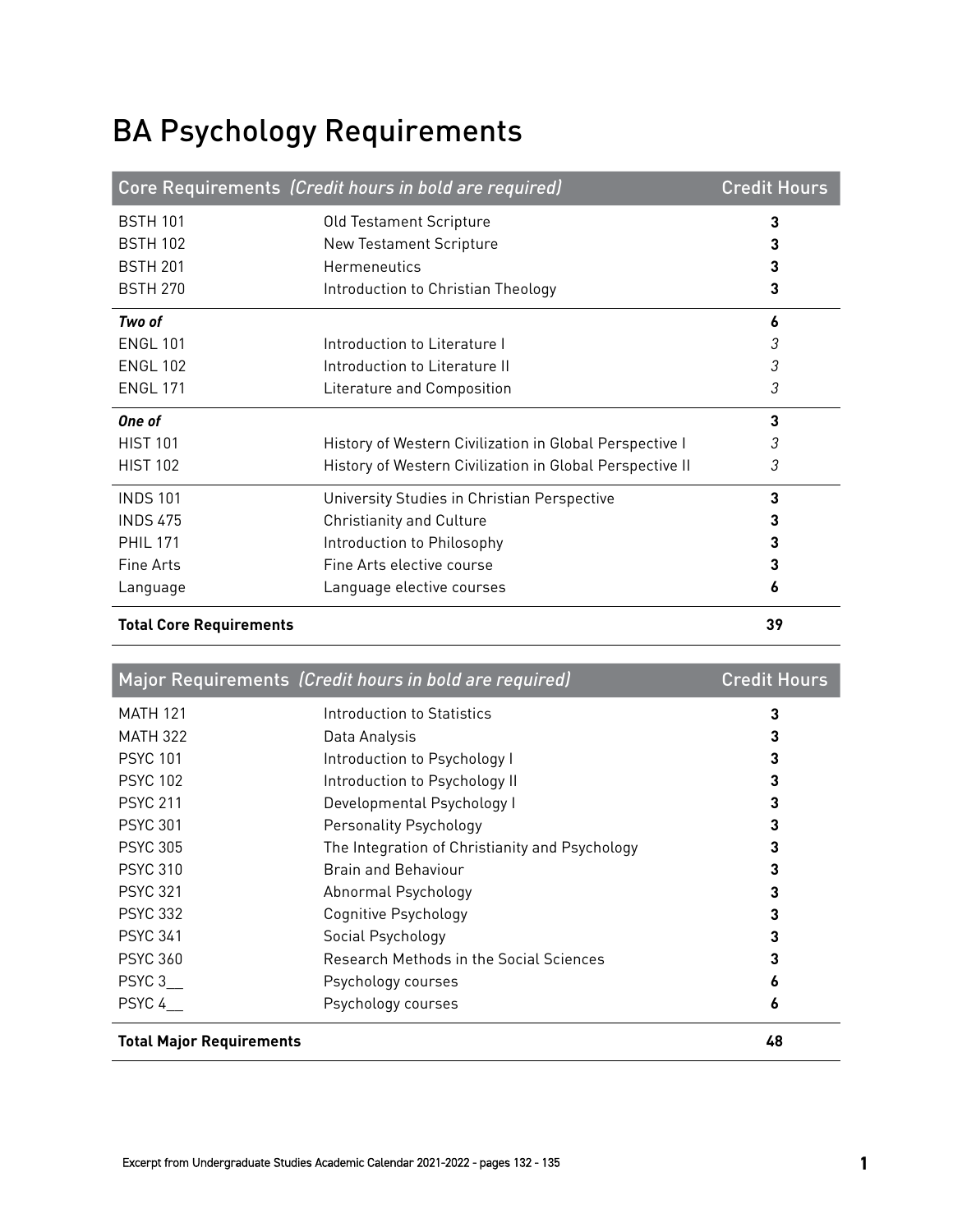# BA Psychology Requirements

| Core Requirements *(Credit hours in bold are required)* | | Credit Hours |
|---|---|---|
| BSTH 101 | Old Testament Scripture | **3** |
| BSTH 102 | New Testament Scripture | **3** |
| BSTH 201 | Hermeneutics | **3** |
| BSTH 270 | Introduction to Christian Theology | **3** |
| ***Two of*** | | **6** |
| ENGL 101 | Introduction to Literature I | *3* |
| ENGL 102 | Introduction to Literature II | *3* |
| ENGL 171 | Literature and Composition | *3* |
| ***One of*** | | **3** |
| HIST 101 | History of Western Civilization in Global Perspective I | *3* |
| HIST 102 | History of Western Civilization in Global Perspective II | *3* |
| INDS 101 | University Studies in Christian Perspective | **3** |
| INDS 475 | Christianity and Culture | **3** |
| PHIL 171 | Introduction to Philosophy | **3** |
| Fine Arts | Fine Arts elective course | **3** |
| Language | Language elective courses | **6** |
| **Total Core Requirements** | | **39** |

| Major Requirements *(Credit hours in bold are required)* | | Credit Hours |
|---|---|---|
| MATH 121 | Introduction to Statistics | **3** |
| MATH 322 | Data Analysis | **3** |
| PSYC 101 | Introduction to Psychology I | **3** |
| PSYC 102 | Introduction to Psychology II | **3** |
| PSYC 211 | Developmental Psychology I | **3** |
| PSYC 301 | Personality Psychology | **3** |
| PSYC 305 | The Integration of Christianity and Psychology | **3** |
| PSYC 310 | Brain and Behaviour | **3** |
| PSYC 321 | Abnormal Psychology | **3** |
| PSYC 332 | Cognitive Psychology | **3** |
| PSYC 341 | Social Psychology | **3** |
| PSYC 360 | Research Methods in the Social Sciences | **3** |
| PSYC 3__ | Psychology courses | **6** |
| PSYC 4__ | Psychology courses | **6** |
| **Total Major Requirements** | | **48** |

Excerpt from Undergraduate Studies Academic Calendar 2021-2022 - pages 132 - 135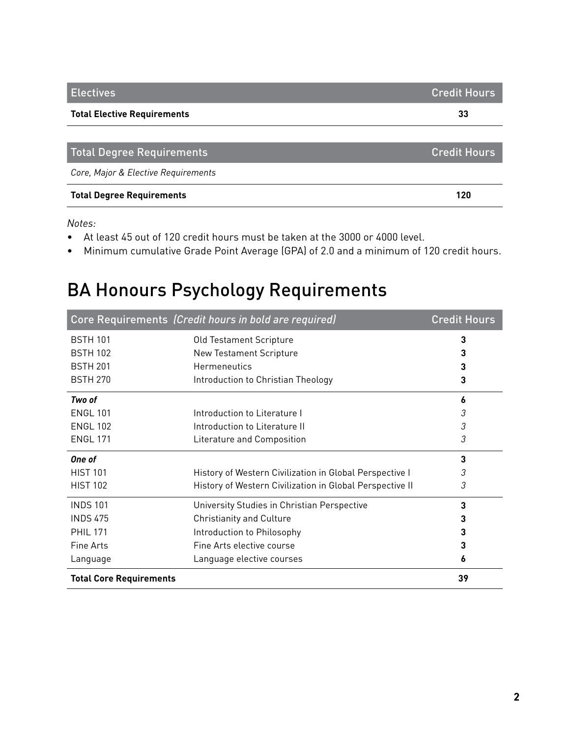| Electives | Credit Hours |
|---|---|
| **Total Elective Requirements** | **33** |

| Total Degree Requirements | Credit Hours |
|---|---|
| *Core, Major & Elective Requirements* | |
| **Total Degree Requirements** | **120** |

*Notes:*

- At least 45 out of 120 credit hours must be taken at the 3000 or 4000 level.
- Minimum cumulative Grade Point Average (GPA) of 2.0 and a minimum of 120 credit hours.

# BA Honours Psychology Requirements

| Core Requirements *(Credit hours in bold are required)* | | Credit Hours |
|---|---|---|
| BSTH 101 | Old Testament Scripture | **3** |
| BSTH 102 | New Testament Scripture | **3** |
| BSTH 201 | Hermeneutics | **3** |
| BSTH 270 | Introduction to Christian Theology | **3** |
| ***Two of*** | | **6** |
| ENGL 101 | Introduction to Literature I | *3* |
| ENGL 102 | Introduction to Literature II | *3* |
| ENGL 171 | Literature and Composition | *3* |
| ***One of*** | | **3** |
| HIST 101 | History of Western Civilization in Global Perspective I | *3* |
| HIST 102 | History of Western Civilization in Global Perspective II | *3* |
| INDS 101 | University Studies in Christian Perspective | **3** |
| INDS 475 | Christianity and Culture | **3** |
| PHIL 171 | Introduction to Philosophy | **3** |
| Fine Arts | Fine Arts elective course | **3** |
| Language | Language elective courses | **6** |
| **Total Core Requirements** | | **39** |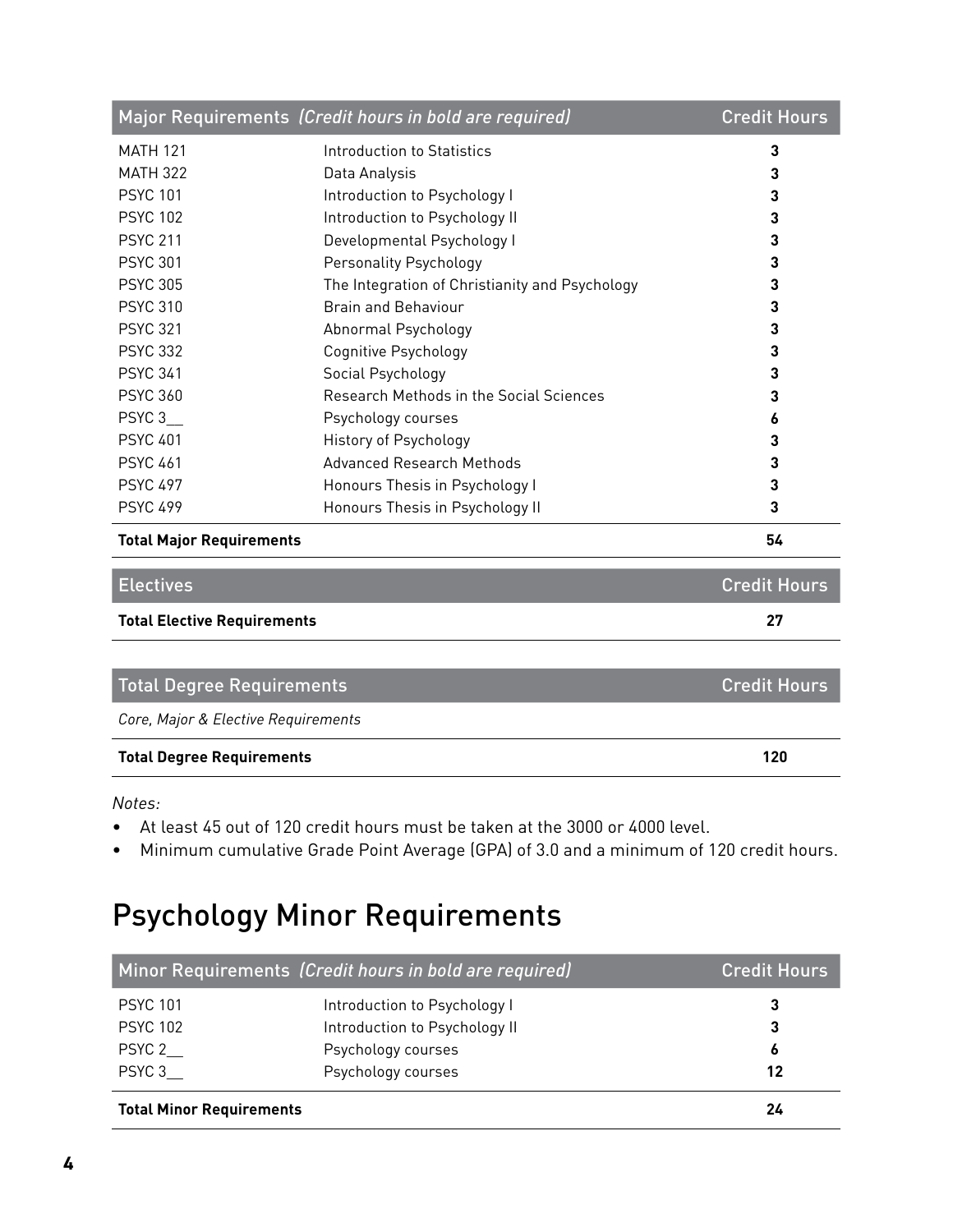| Major Requirements *(Credit hours in bold are required)* | | Credit Hours |
|---|---|---|
| MATH 121 | Introduction to Statistics | **3** |
| MATH 322 | Data Analysis | **3** |
| PSYC 101 | Introduction to Psychology I | **3** |
| PSYC 102 | Introduction to Psychology II | **3** |
| PSYC 211 | Developmental Psychology I | **3** |
| PSYC 301 | Personality Psychology | **3** |
| PSYC 305 | The Integration of Christianity and Psychology | **3** |
| PSYC 310 | Brain and Behaviour | **3** |
| PSYC 321 | Abnormal Psychology | **3** |
| PSYC 332 | Cognitive Psychology | **3** |
| PSYC 341 | Social Psychology | **3** |
| PSYC 360 | Research Methods in the Social Sciences | **3** |
| PSYC 3__ | Psychology courses | **6** |
| PSYC 401 | History of Psychology | **3** |
| PSYC 461 | Advanced Research Methods | **3** |
| PSYC 497 | Honours Thesis in Psychology I | **3** |
| PSYC 499 | Honours Thesis in Psychology II | **3** |
| **Total Major Requirements** | | **54** |

| Electives | Credit Hours |
|---|---|
| **Total Elective Requirements** | **27** |

| Total Degree Requirements | Credit Hours |
|---|---|
| *Core, Major & Elective Requirements* | |
| **Total Degree Requirements** | **120** |

*Notes:*

- At least 45 out of 120 credit hours must be taken at the 3000 or 4000 level.
- Minimum cumulative Grade Point Average (GPA) of 3.0 and a minimum of 120 credit hours.

# Psychology Minor Requirements

| Minor Requirements *(Credit hours in bold are required)* | | Credit Hours |
|---|---|---|
| PSYC 101 | Introduction to Psychology I | **3** |
| PSYC 102 | Introduction to Psychology II | **3** |
| PSYC 2__ | Psychology courses | **6** |
| PSYC 3__ | Psychology courses | **12** |
| **Total Minor Requirements** | | **24** |